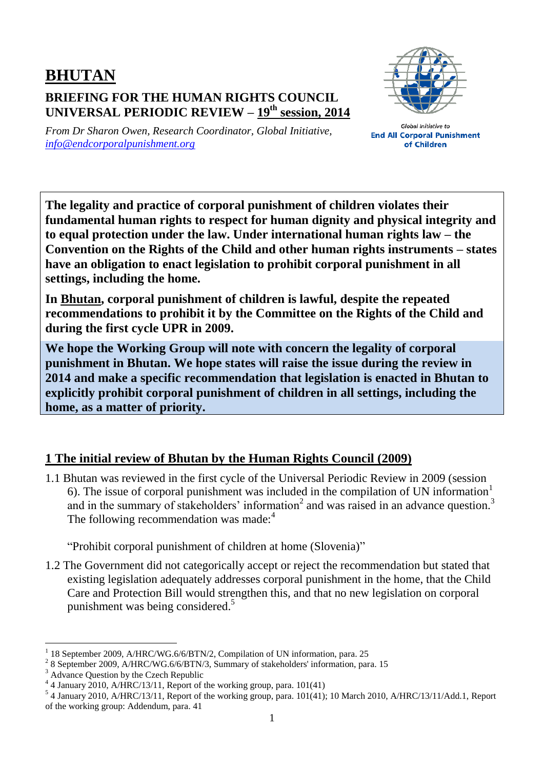# BHUTAN

## BRIEFING FOR THE HUMAN RIGHTS COUNCIL UNIVERSAL PERIODIC REVIEW – 19th session, 2014

*From Dr Sharon Owen, Research Coordinator, Global Initiative, info@endcorporalpunishment.org*

Global Initiative to **End All Corporal Punishment of Children**

**The legality and practice of corporal punishment of children violates their fundamental human rights to respect for human dignity and physical integrity and to equal protection under the law. Under international human rights law – the Convention on the Rights of the Child and other human rights instruments – states have an obligation to enact legislation to prohibit corporal punishment in all settings, including the home.**

**In Bhutan, corporal punishment of children is lawful, despite the repeated recommendations to prohibit it by the Committee on the Rights of the Child and during the first cycle UPR in 2009.**

**We hope the Working Group will note with concern the legality of corporal punishment in Bhutan. We hope states will raise the issue during the review in 2014 and make a specific recommendation that legislation is enacted in Bhutan to explicitly prohibit corporal punishment of children in all settings, including the home, as a matter of priority.**

## 1 The initial review of Bhutan by the Human Rights Council (2009)

1.1 Bhutan was reviewed in the first cycle of the Universal Periodic Review in 2009 (session 6). The issue of corporal punishment was included in the compilation of UN information[1] and in the summary of stakeholders' information[2] and was raised in an advance question.[3] The following recommendation was made:[4]

"Prohibit corporal punishment of children at home (Slovenia)"

1.2 The Government did not categorically accept or reject the recommendation but stated that existing legislation adequately addresses corporal punishment in the home, that the Child Care and Protection Bill would strengthen this, and that no new legislation on corporal punishment was being considered.[5]

---

[1] 18 September 2009, A/HRC/WG.6/6/BTN/2, Compilation of UN information, para. 25

[2] 8 September 2009, A/HRC/WG.6/6/BTN/3, Summary of stakeholders' information, para. 15

[3] Advance Question by the Czech Republic

[4] 4 January 2010, A/HRC/13/11, Report of the working group, para. 101(41)

[5] 4 January 2010, A/HRC/13/11, Report of the working group, para. 101(41); 10 March 2010, A/HRC/13/11/Add.1, Report of the working group: Addendum, para. 41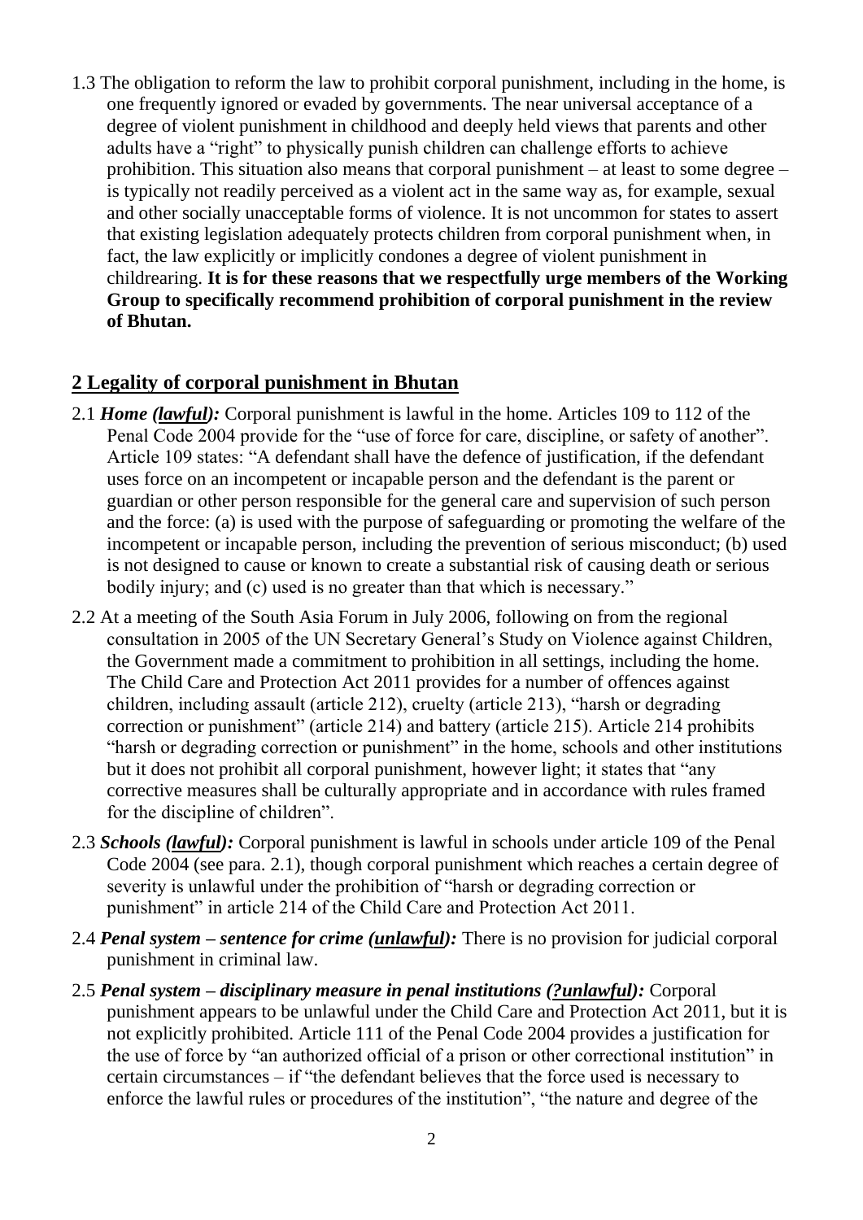1.3 The obligation to reform the law to prohibit corporal punishment, including in the home, is one frequently ignored or evaded by governments. The near universal acceptance of a degree of violent punishment in childhood and deeply held views that parents and other adults have a "right" to physically punish children can challenge efforts to achieve prohibition. This situation also means that corporal punishment – at least to some degree – is typically not readily perceived as a violent act in the same way as, for example, sexual and other socially unacceptable forms of violence. It is not uncommon for states to assert that existing legislation adequately protects children from corporal punishment when, in fact, the law explicitly or implicitly condones a degree of violent punishment in childrearing. **It is for these reasons that we respectfully urge members of the Working Group to specifically recommend prohibition of corporal punishment in the review of Bhutan.**

## 2 Legality of corporal punishment in Bhutan

2.1 ***Home (lawful):*** Corporal punishment is lawful in the home. Articles 109 to 112 of the Penal Code 2004 provide for the "use of force for care, discipline, or safety of another". Article 109 states: "A defendant shall have the defence of justification, if the defendant uses force on an incompetent or incapable person and the defendant is the parent or guardian or other person responsible for the general care and supervision of such person and the force: (a) is used with the purpose of safeguarding or promoting the welfare of the incompetent or incapable person, including the prevention of serious misconduct; (b) used is not designed to cause or known to create a substantial risk of causing death or serious bodily injury; and (c) used is no greater than that which is necessary."

2.2 At a meeting of the South Asia Forum in July 2006, following on from the regional consultation in 2005 of the UN Secretary General's Study on Violence against Children, the Government made a commitment to prohibition in all settings, including the home. The Child Care and Protection Act 2011 provides for a number of offences against children, including assault (article 212), cruelty (article 213), "harsh or degrading correction or punishment" (article 214) and battery (article 215). Article 214 prohibits "harsh or degrading correction or punishment" in the home, schools and other institutions but it does not prohibit all corporal punishment, however light; it states that "any corrective measures shall be culturally appropriate and in accordance with rules framed for the discipline of children".

2.3 ***Schools (lawful):*** Corporal punishment is lawful in schools under article 109 of the Penal Code 2004 (see para. 2.1), though corporal punishment which reaches a certain degree of severity is unlawful under the prohibition of "harsh or degrading correction or punishment" in article 214 of the Child Care and Protection Act 2011.

2.4 ***Penal system – sentence for crime (unlawful):*** There is no provision for judicial corporal punishment in criminal law.

2.5 ***Penal system – disciplinary measure in penal institutions (?unlawful):*** Corporal punishment appears to be unlawful under the Child Care and Protection Act 2011, but it is not explicitly prohibited. Article 111 of the Penal Code 2004 provides a justification for the use of force by "an authorized official of a prison or other correctional institution" in certain circumstances – if "the defendant believes that the force used is necessary to enforce the lawful rules or procedures of the institution", "the nature and degree of the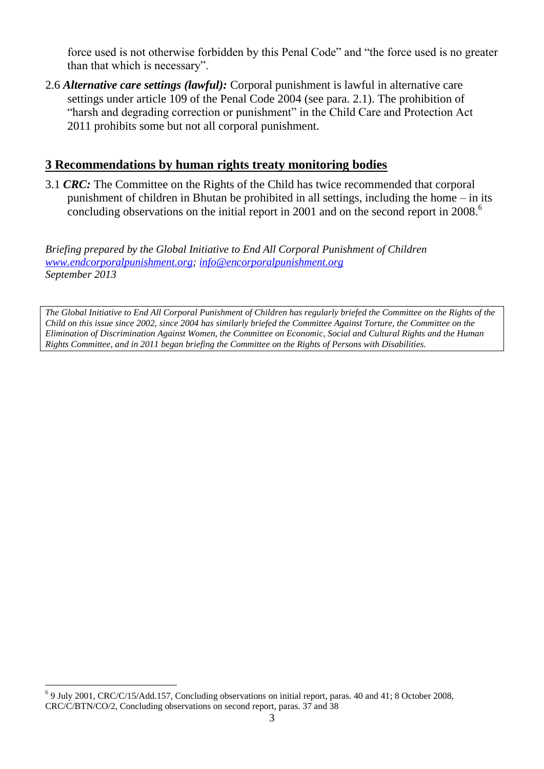force used is not otherwise forbidden by this Penal Code" and "the force used is no greater than that which is necessary".

2.6 ***Alternative care settings (lawful):*** Corporal punishment is lawful in alternative care settings under article 109 of the Penal Code 2004 (see para. 2.1). The prohibition of "harsh and degrading correction or punishment" in the Child Care and Protection Act 2011 prohibits some but not all corporal punishment.

## 3 Recommendations by human rights treaty monitoring bodies

3.1 ***CRC:*** The Committee on the Rights of the Child has twice recommended that corporal punishment of children in Bhutan be prohibited in all settings, including the home – in its concluding observations on the initial report in 2001 and on the second report in 2008.[6]

*Briefing prepared by the Global Initiative to End All Corporal Punishment of Children*
*www.endcorporalpunishment.org; info@encorporalpunishment.org*
*September 2013*

*The Global Initiative to End All Corporal Punishment of Children has regularly briefed the Committee on the Rights of the Child on this issue since 2002, since 2004 has similarly briefed the Committee Against Torture, the Committee on the Elimination of Discrimination Against Women, the Committee on Economic, Social and Cultural Rights and the Human Rights Committee, and in 2011 began briefing the Committee on the Rights of Persons with Disabilities.*

[6] 9 July 2001, CRC/C/15/Add.157, Concluding observations on initial report, paras. 40 and 41; 8 October 2008, CRC/C/BTN/CO/2, Concluding observations on second report, paras. 37 and 38